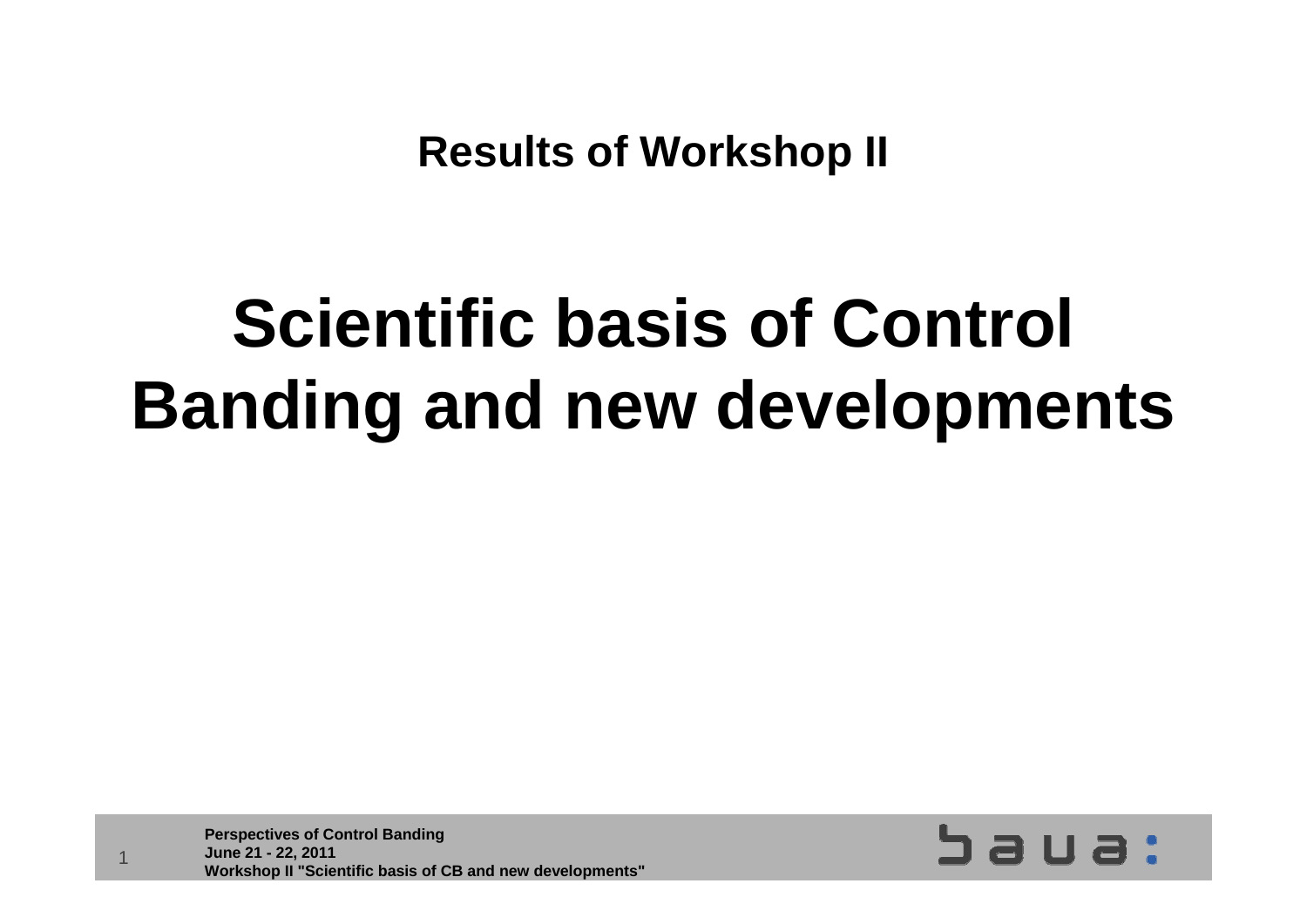**Results of Workshop II**

# Scientific basis of Control Banding and new developments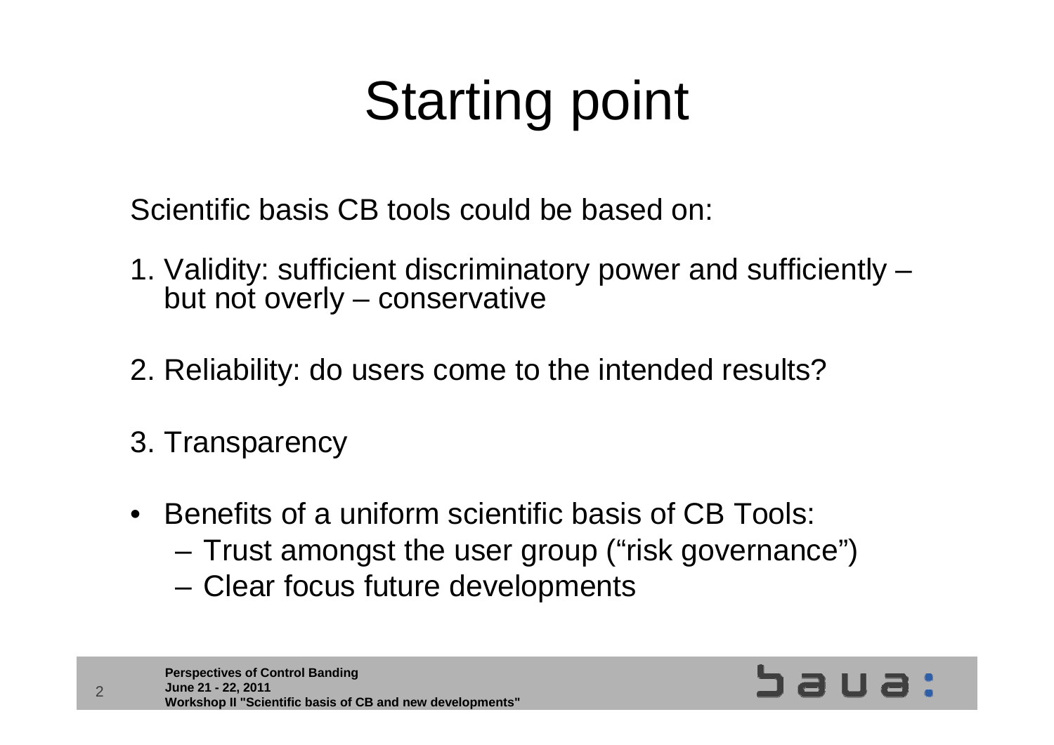# Starting point

Scientific basis CB tools could be based on:

1. Validity: sufficient discriminatory power and sufficiently – but not overly – conservative
2. Reliability: do users come to the intended results?
3. Transparency

- Benefits of a uniform scientific basis of CB Tools:
  - Trust amongst the user group ("risk governance")
  - Clear focus future developments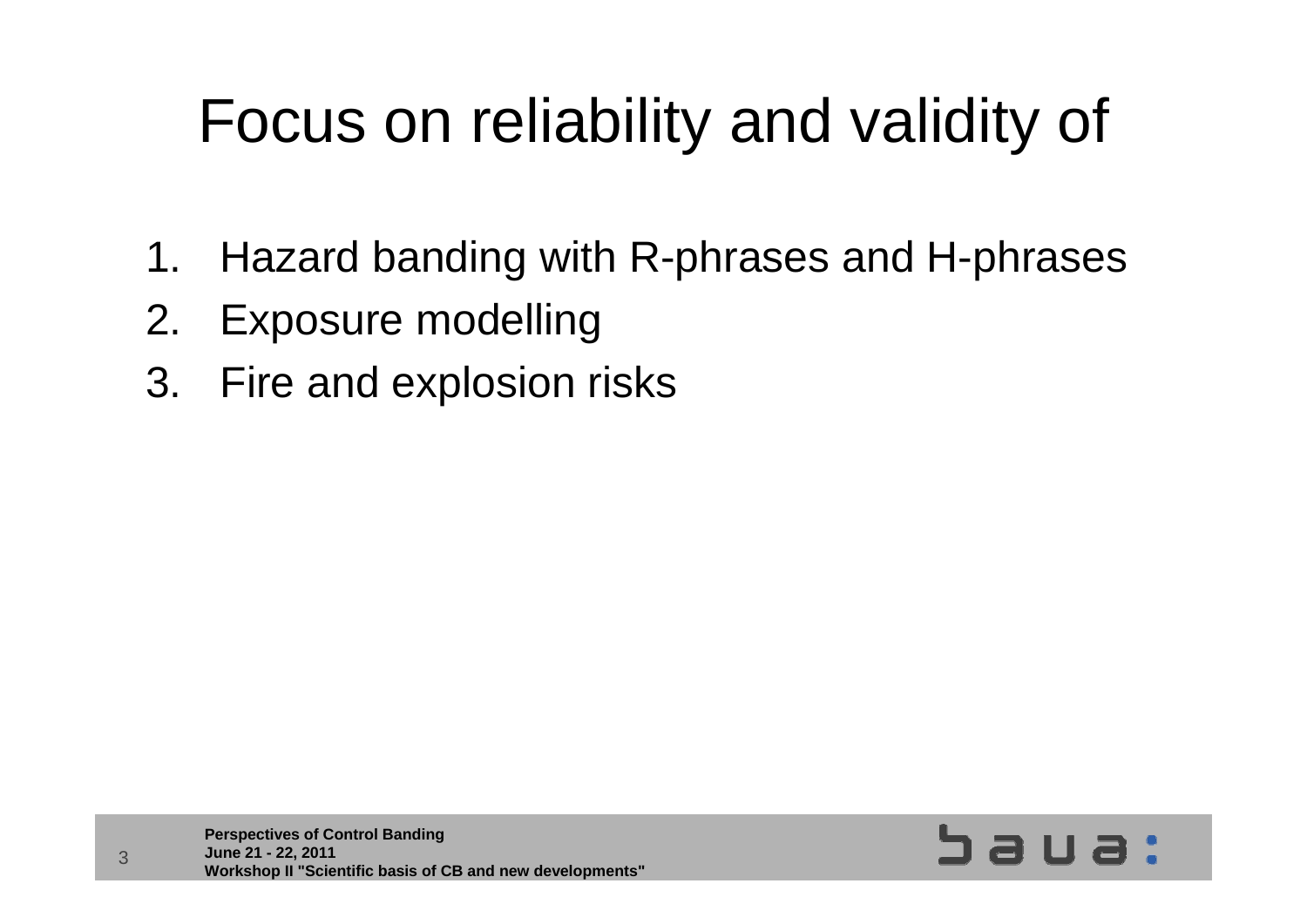# Focus on reliability and validity of

1. Hazard banding with R-phrases and H-phrases
2. Exposure modelling
3. Fire and explosion risks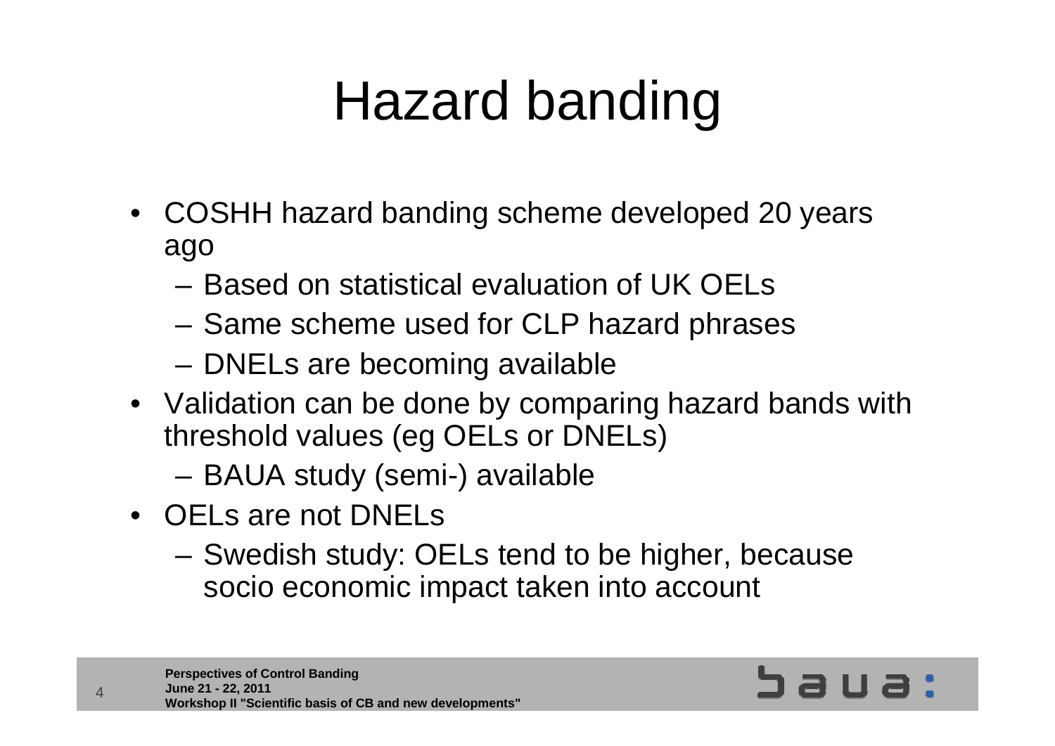# Hazard banding

- COSHH hazard banding scheme developed 20 years ago
  - Based on statistical evaluation of UK OELs
  - Same scheme used for CLP hazard phrases
  - DNELs are becoming available
- Validation can be done by comparing hazard bands with threshold values (eg OELs or DNELs)
  - BAUA study (semi-) available
- OELs are not DNELs
  - Swedish study: OELs tend to be higher, because socio economic impact taken into account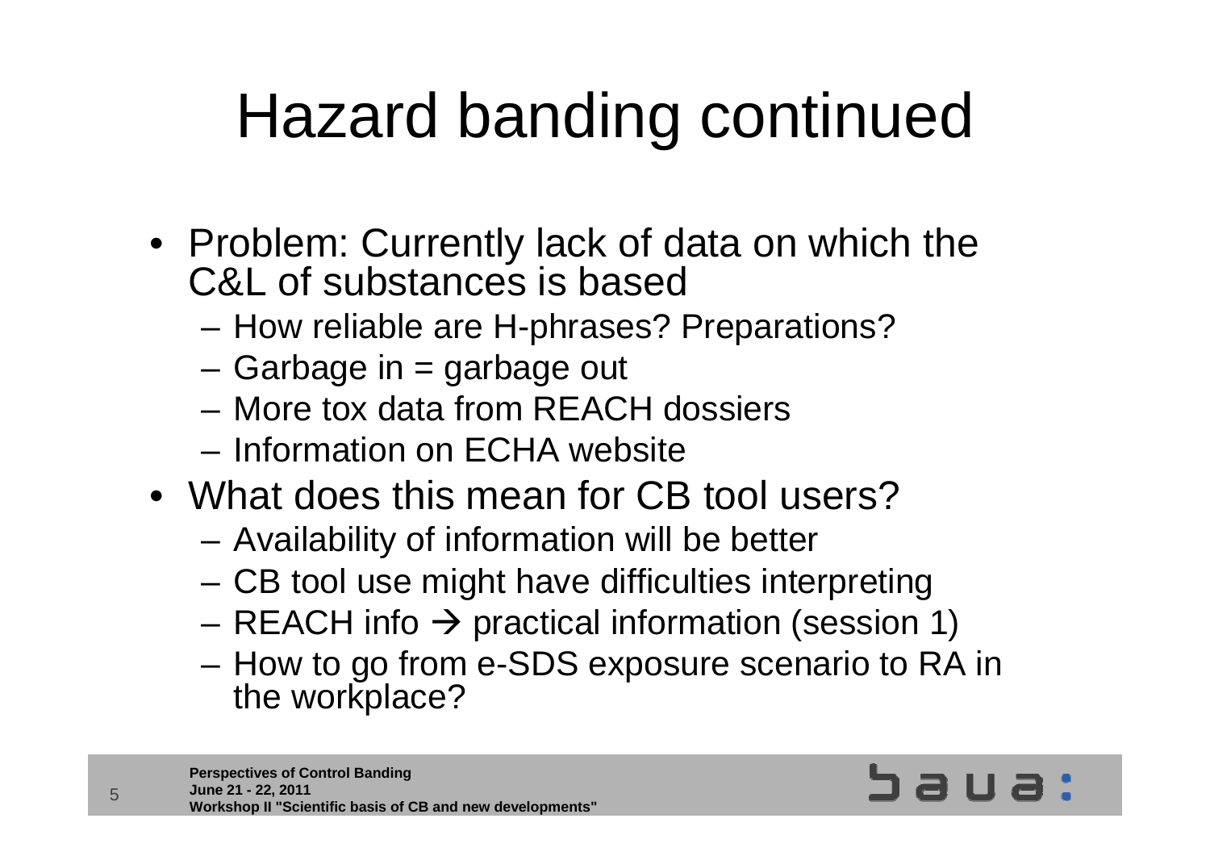# Hazard banding continued

- Problem: Currently lack of data on which the C&L of substances is based
  - How reliable are H-phrases? Preparations?
  - Garbage in = garbage out
  - More tox data from REACH dossiers
  - Information on ECHA website
- What does this mean for CB tool users?
  - Availability of information will be better
  - CB tool use might have difficulties interpreting
  - REACH info → practical information (session 1)
  - How to go from e-SDS exposure scenario to RA in the workplace?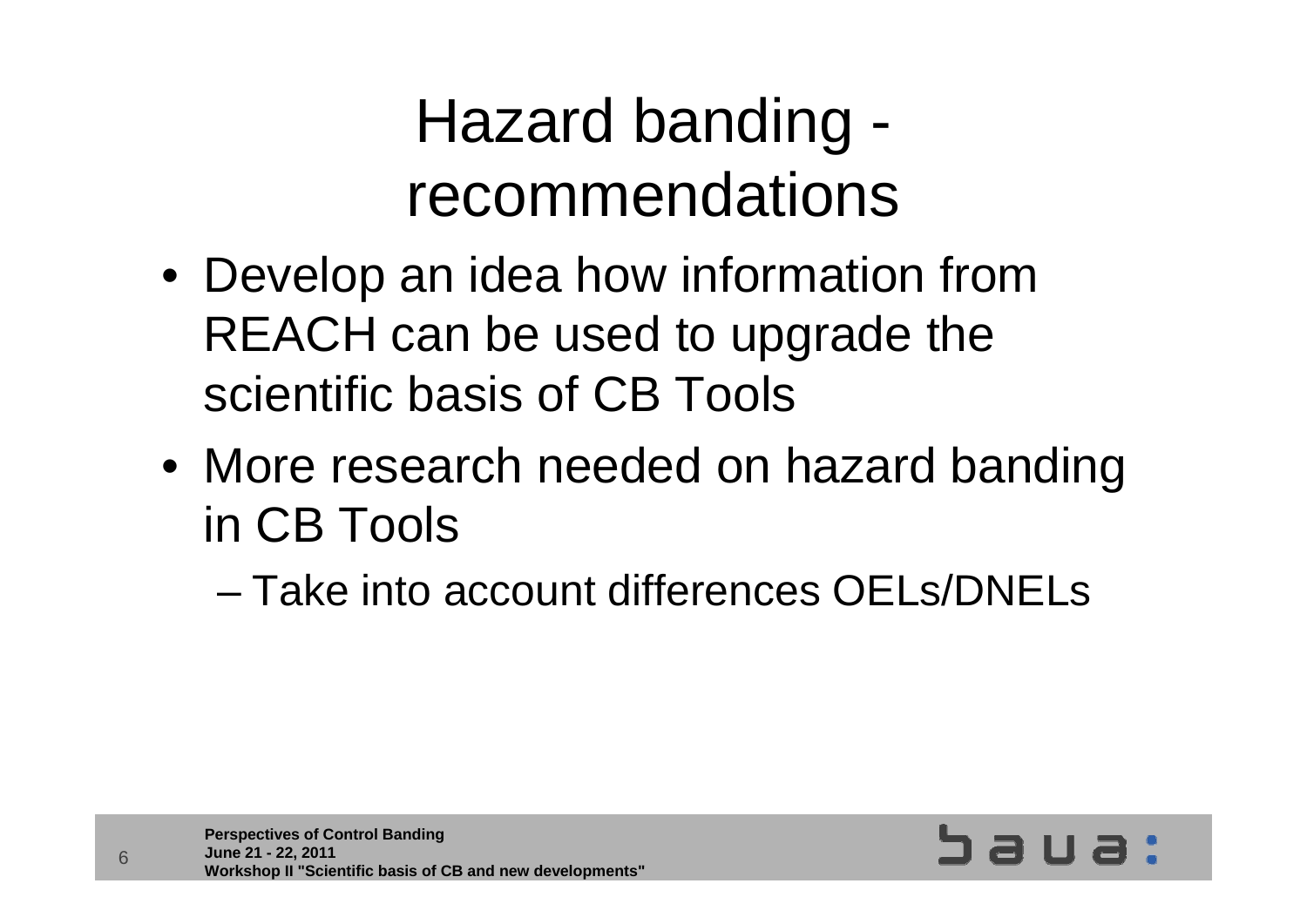# Hazard banding - recommendations

- Develop an idea how information from REACH can be used to upgrade the scientific basis of CB Tools
- More research needed on hazard banding in CB Tools
  - Take into account differences OELs/DNELs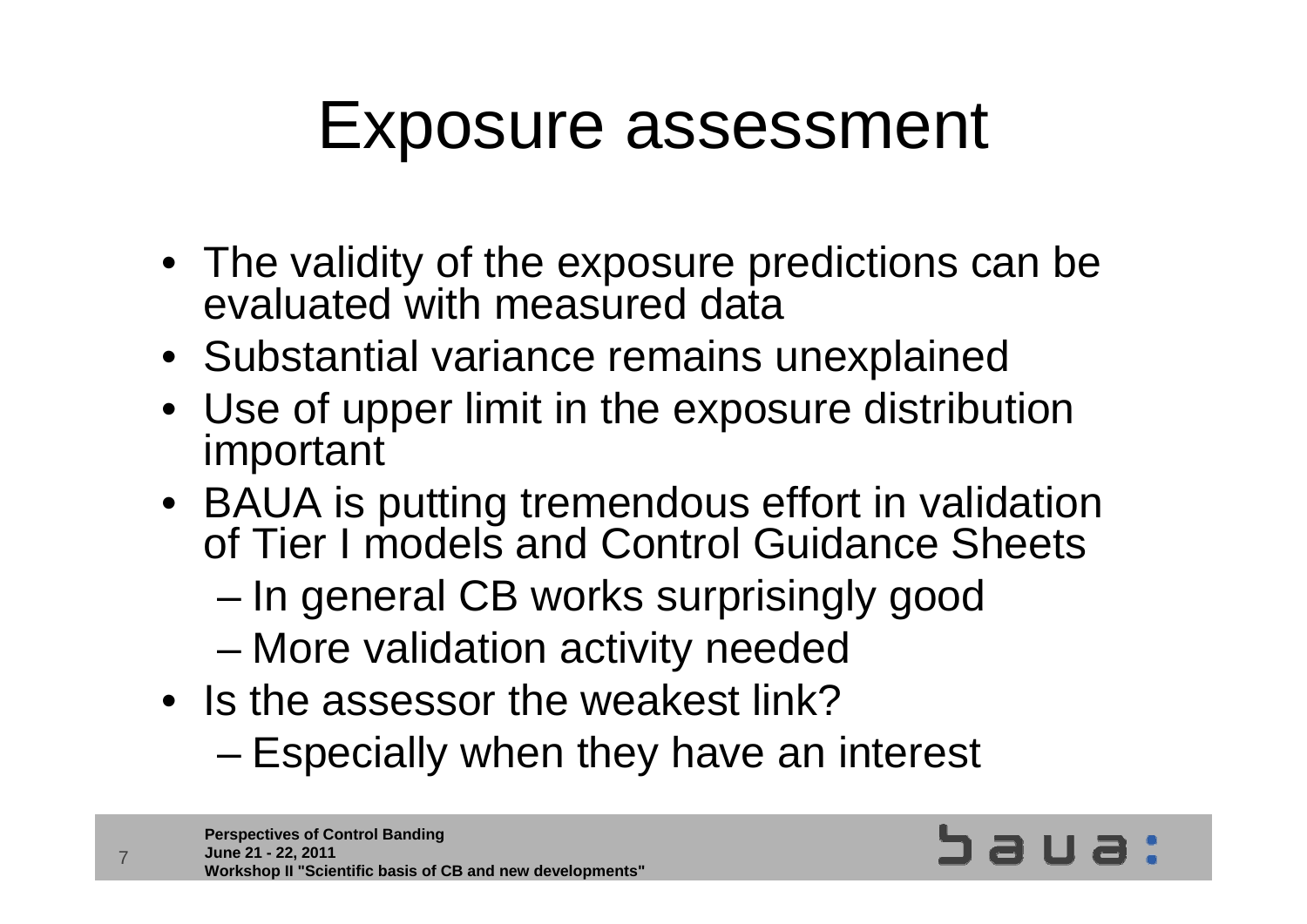# Exposure assessment

- The validity of the exposure predictions can be evaluated with measured data
- Substantial variance remains unexplained
- Use of upper limit in the exposure distribution important
- BAUA is putting tremendous effort in validation of Tier I models and Control Guidance Sheets
  - In general CB works surprisingly good
  - More validation activity needed
- Is the assessor the weakest link?
  - Especially when they have an interest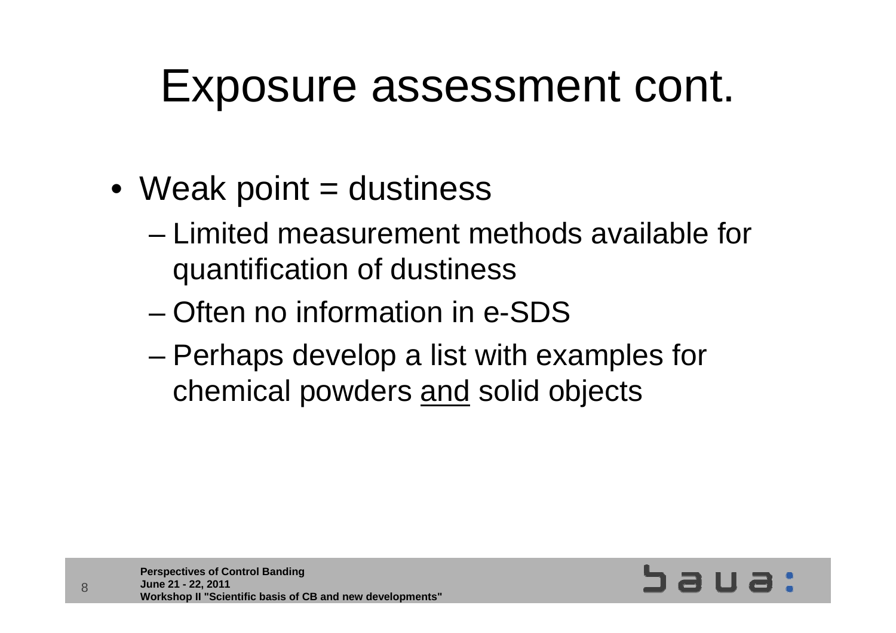# Exposure assessment cont.

- Weak point = dustiness
  - Limited measurement methods available for quantification of dustiness
  - Often no information in e-SDS
  - Perhaps develop a list with examples for chemical powders <u>and</u> solid objects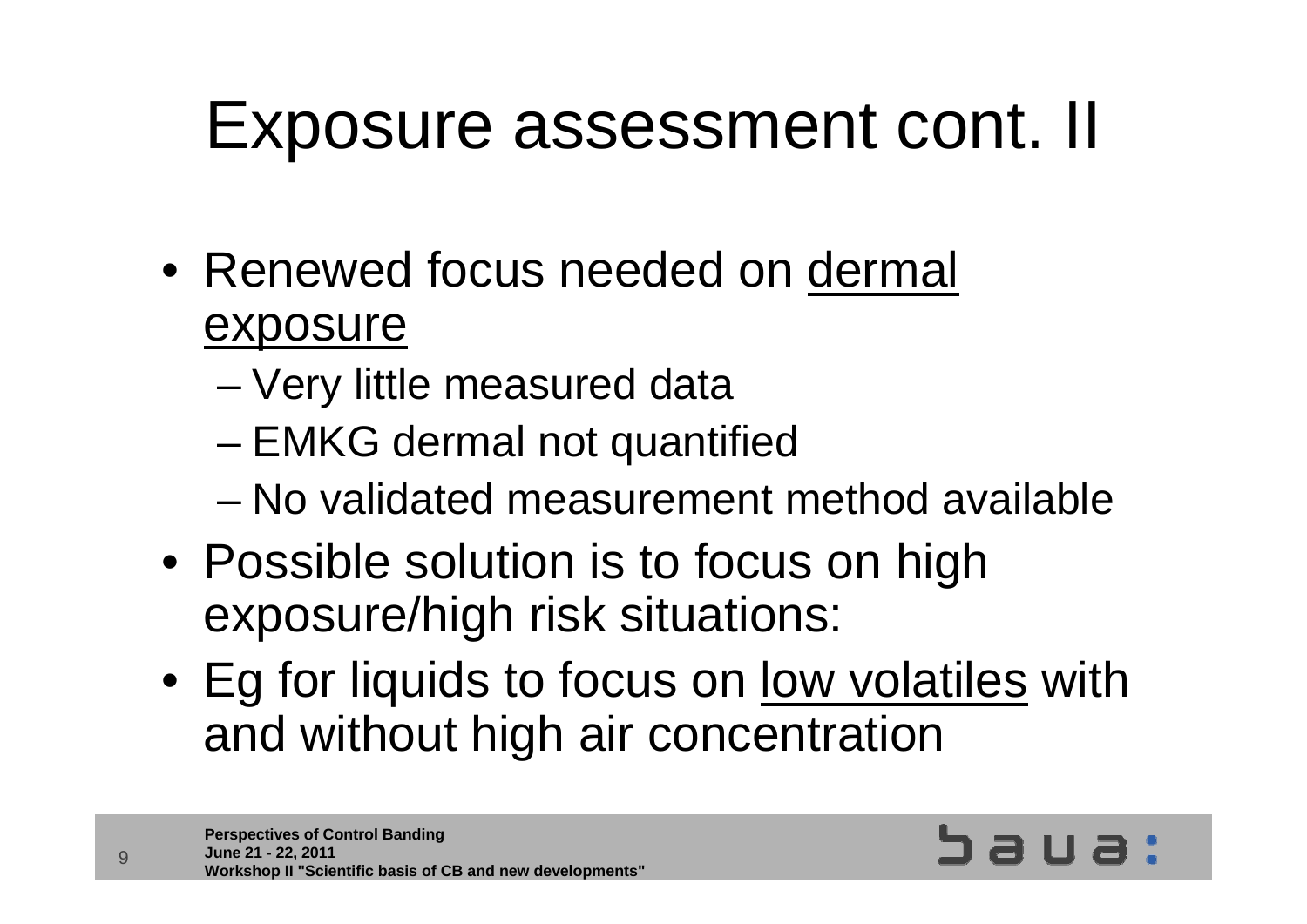# Exposure assessment cont. II

- Renewed focus needed on dermal exposure
  - Very little measured data
  - EMKG dermal not quantified
  - No validated measurement method available
- Possible solution is to focus on high exposure/high risk situations:
- Eg for liquids to focus on low volatiles with and without high air concentration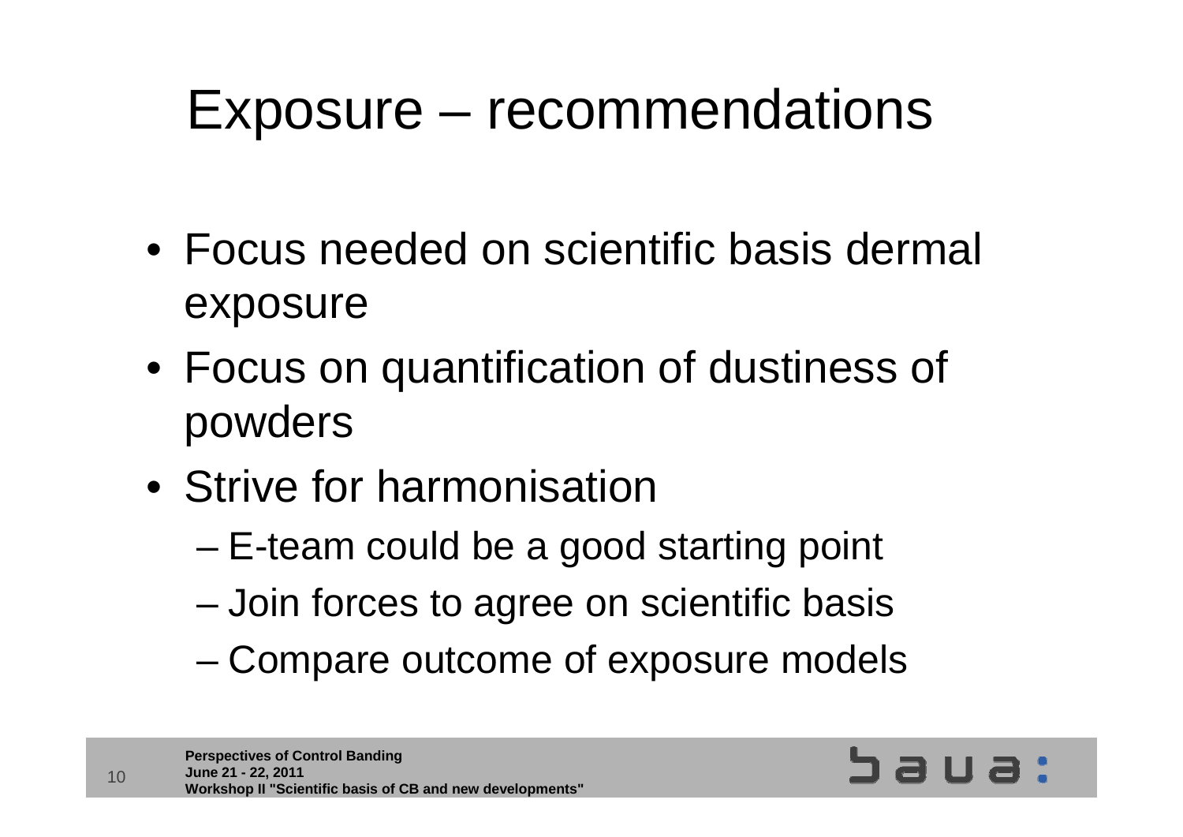# Exposure – recommendations

- Focus needed on scientific basis dermal exposure
- Focus on quantification of dustiness of powders
- Strive for harmonisation
  - E-team could be a good starting point
  - Join forces to agree on scientific basis
  - Compare outcome of exposure models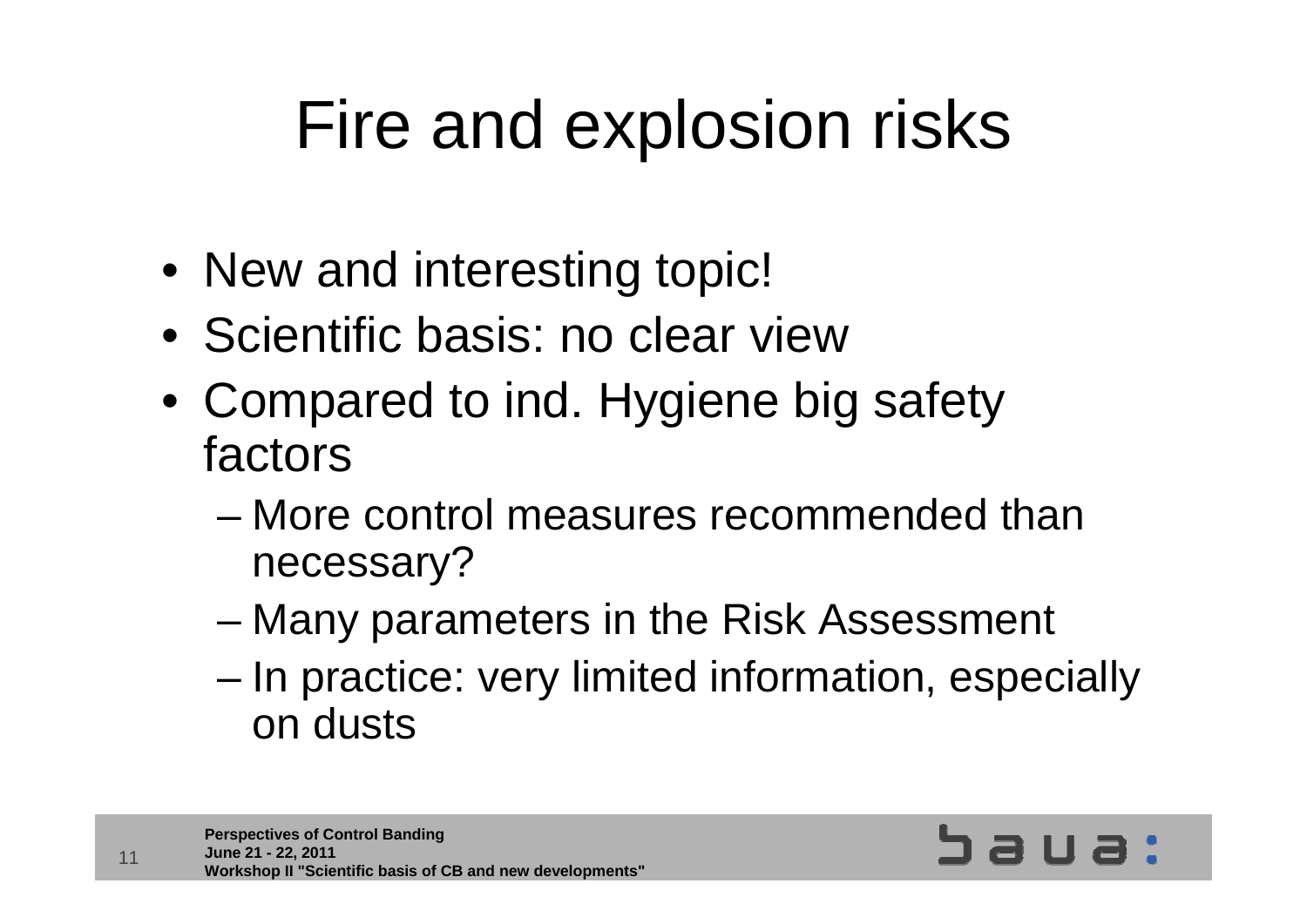# Fire and explosion risks

- New and interesting topic!
- Scientific basis: no clear view
- Compared to ind. Hygiene big safety factors
  - More control measures recommended than necessary?
  - Many parameters in the Risk Assessment
  - In practice: very limited information, especially on dusts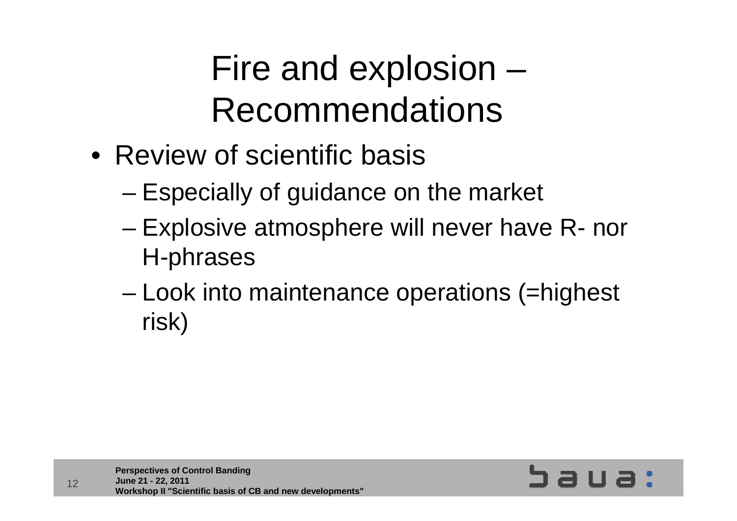# Fire and explosion – Recommendations

- Review of scientific basis
  - Especially of guidance on the market
  - Explosive atmosphere will never have R- nor H-phrases
  - Look into maintenance operations (=highest risk)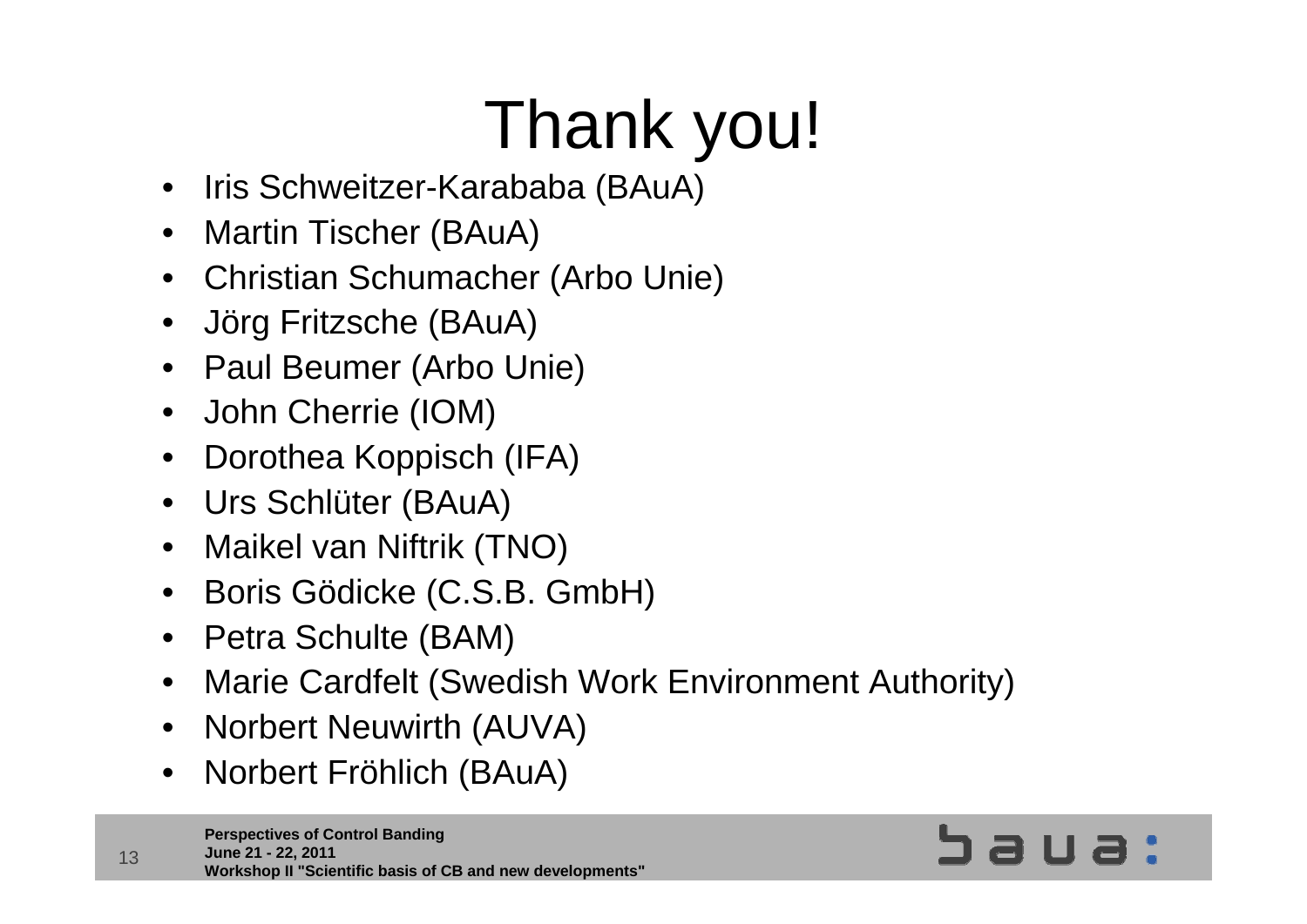# Thank you!

- Iris Schweitzer-Karababa (BAuA)
- Martin Tischer (BAuA)
- Christian Schumacher (Arbo Unie)
- Jörg Fritzsche (BAuA)
- Paul Beumer (Arbo Unie)
- John Cherrie (IOM)
- Dorothea Koppisch (IFA)
- Urs Schlüter (BAuA)
- Maikel van Niftrik (TNO)
- Boris Gödicke (C.S.B. GmbH)
- Petra Schulte (BAM)
- Marie Cardfelt (Swedish Work Environment Authority)
- Norbert Neuwirth (AUVA)
- Norbert Fröhlich (BAuA)